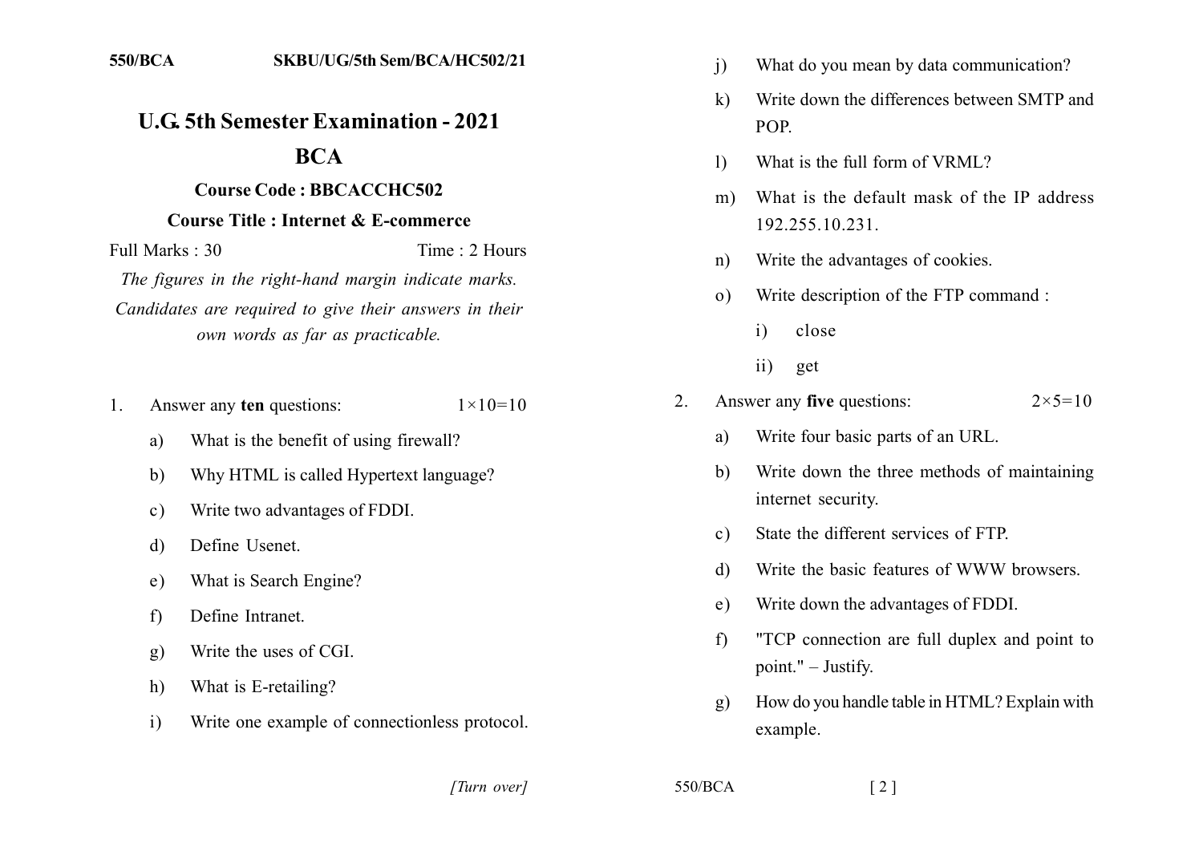550/BCA SKBU/UG/5th Sem/BCA/HC502/21

# U.G. 5th Semester Examination - 2021

## BCA

### Course Code : BBCACCHC502

### Course Title : Internet & E-commerce

Full Marks : 30 Time : 2 Hours

*The figures in the right-hand margin indicate marks.*

*Candidates are required to give their answers in their own words as far as practicable.*

1. Answer any **ten** questions: 1×10=10

   a) What is the benefit of using firewall?

   b) Why HTML is called Hypertext language?

   c) Write two advantages of FDDI.

   d) Define Usenet.

   e) What is Search Engine?

   f) Define Intranet.

   g) Write the uses of CGI.

   h) What is E-retailing?

   i) Write one example of connectionless protocol.

   j) What do you mean by data communication?

   k) Write down the differences between SMTP and POP.

   l) What is the full form of VRML?

   m) What is the default mask of the IP address 192.255.10.231.

   n) Write the advantages of cookies.

   o) Write description of the FTP command :

      i) close

      ii) get

2. Answer any **five** questions: 2×5=10

   a) Write four basic parts of an URL.

   b) Write down the three methods of maintaining internet security.

   c) State the different services of FTP.

   d) Write the basic features of WWW browsers.

   e) Write down the advantages of FDDI.

   f) "TCP connection are full duplex and point to point." – Justify.

   g) How do you handle table in HTML? Explain with example.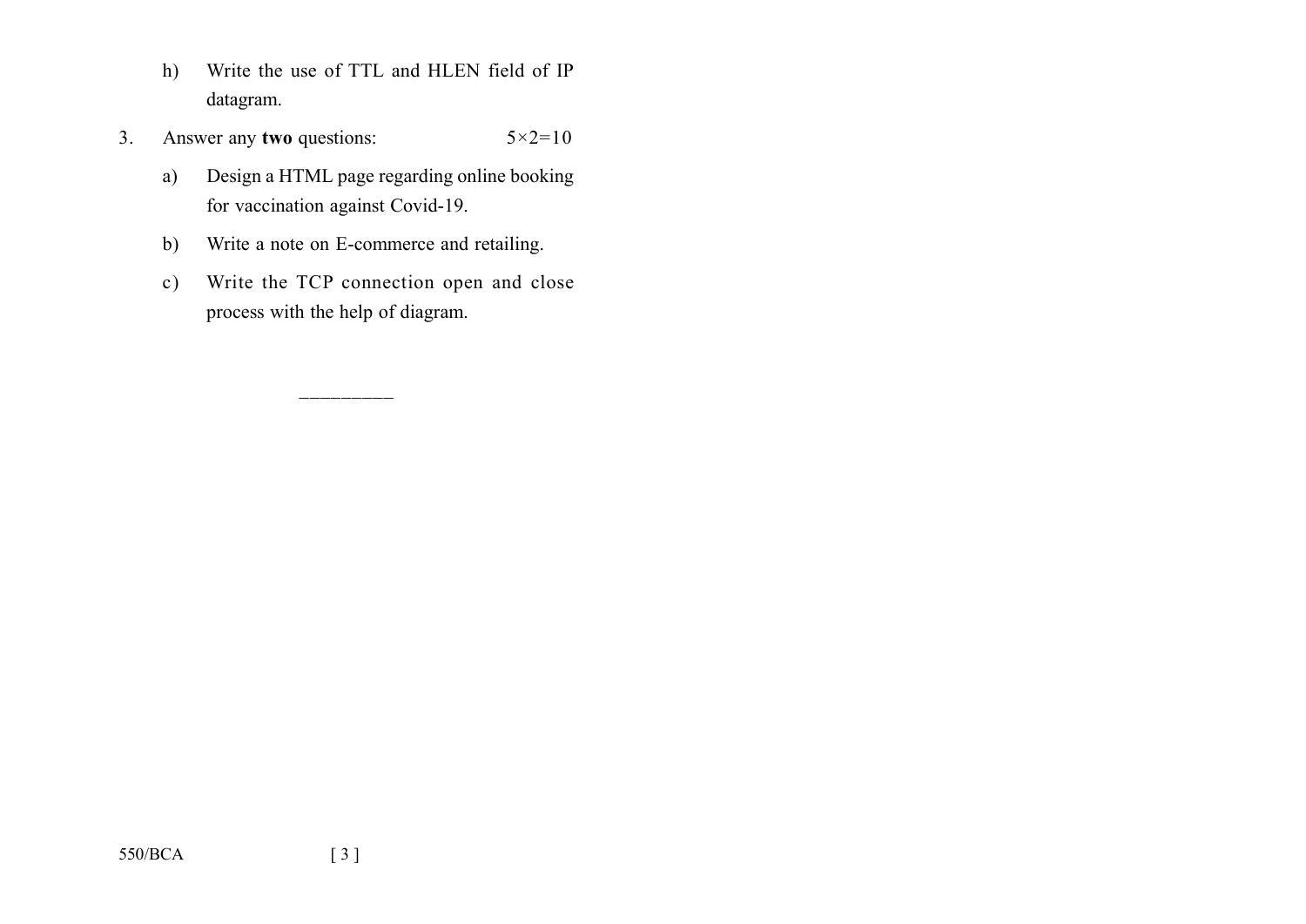h) Write the use of TTL and HLEN field of IP datagram.

3. Answer any **two** questions: 5×2=10

   a) Design a HTML page regarding online booking for vaccination against Covid-19.

   b) Write a note on E-commerce and retailing.

   c) Write the TCP connection open and close process with the help of diagram.

_________